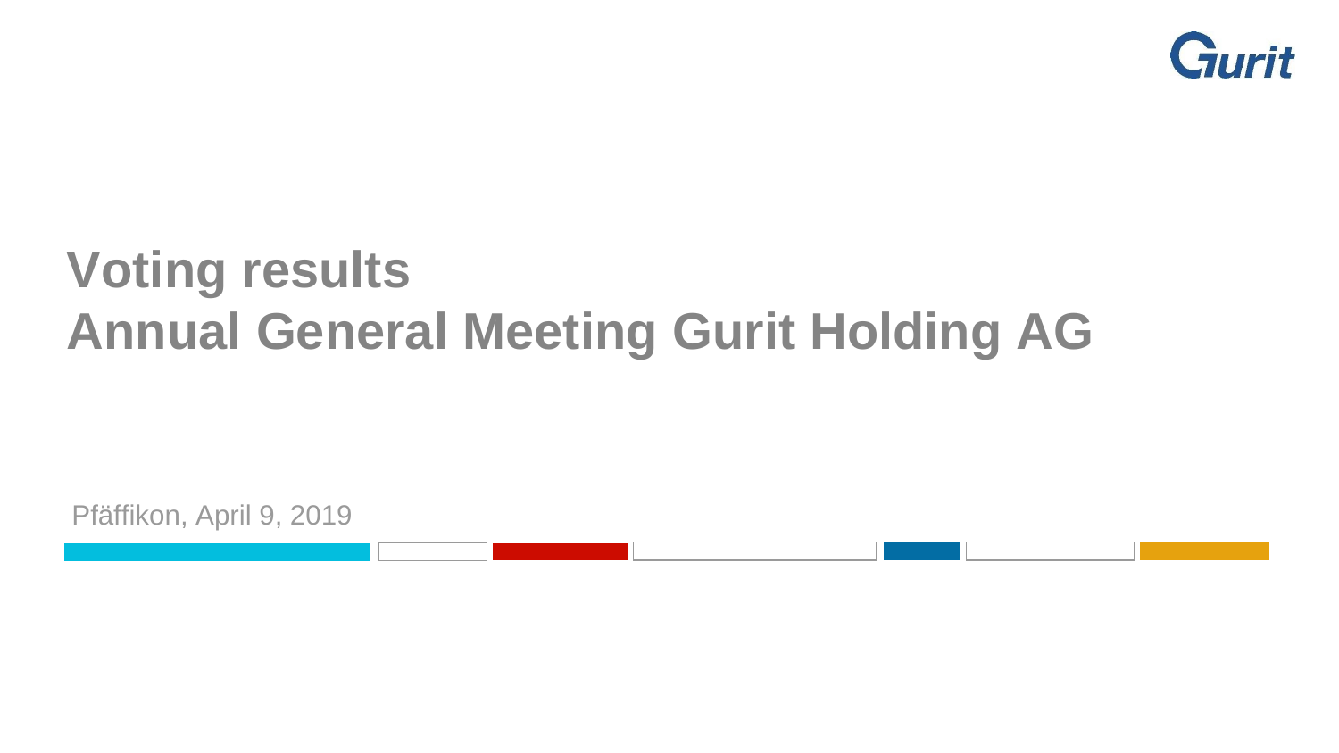# Voting results
# Annual General Meeting Gurit Holding AG

Pfäffikon, April 9, 2019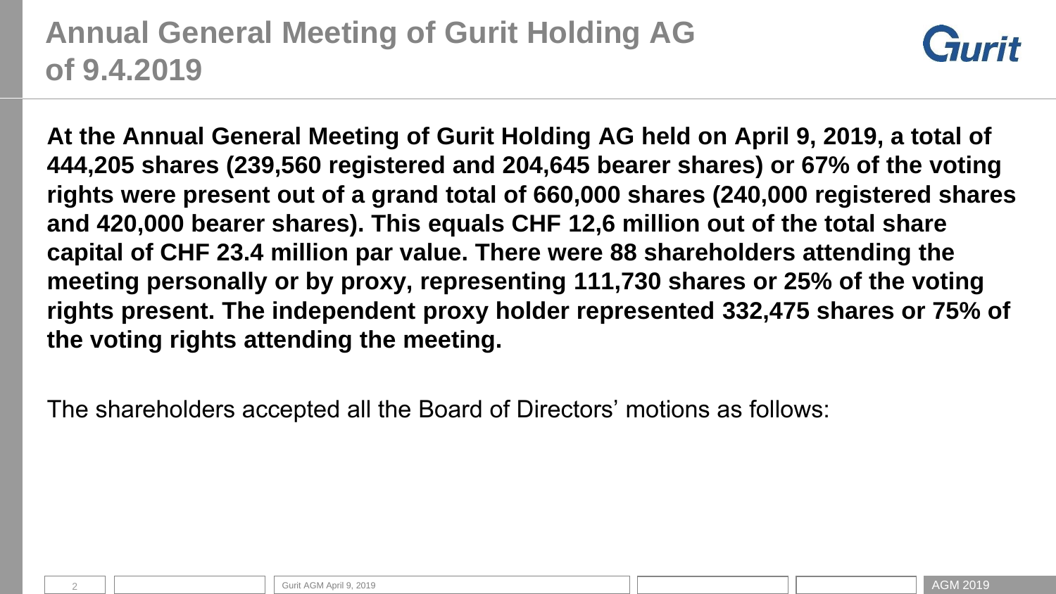# Annual General Meeting of Gurit Holding AG of 9.4.2019

**At the Annual General Meeting of Gurit Holding AG held on April 9, 2019, a total of 444,205 shares (239,560 registered and 204,645 bearer shares) or 67% of the voting rights were present out of a grand total of 660,000 shares (240,000 registered shares and 420,000 bearer shares). This equals CHF 12,6 million out of the total share capital of CHF 23.4 million par value. There were 88 shareholders attending the meeting personally or by proxy, representing 111,730 shares or 25% of the voting rights present. The independent proxy holder represented 332,475 shares or 75% of the voting rights attending the meeting.**

The shareholders accepted all the Board of Directors' motions as follows: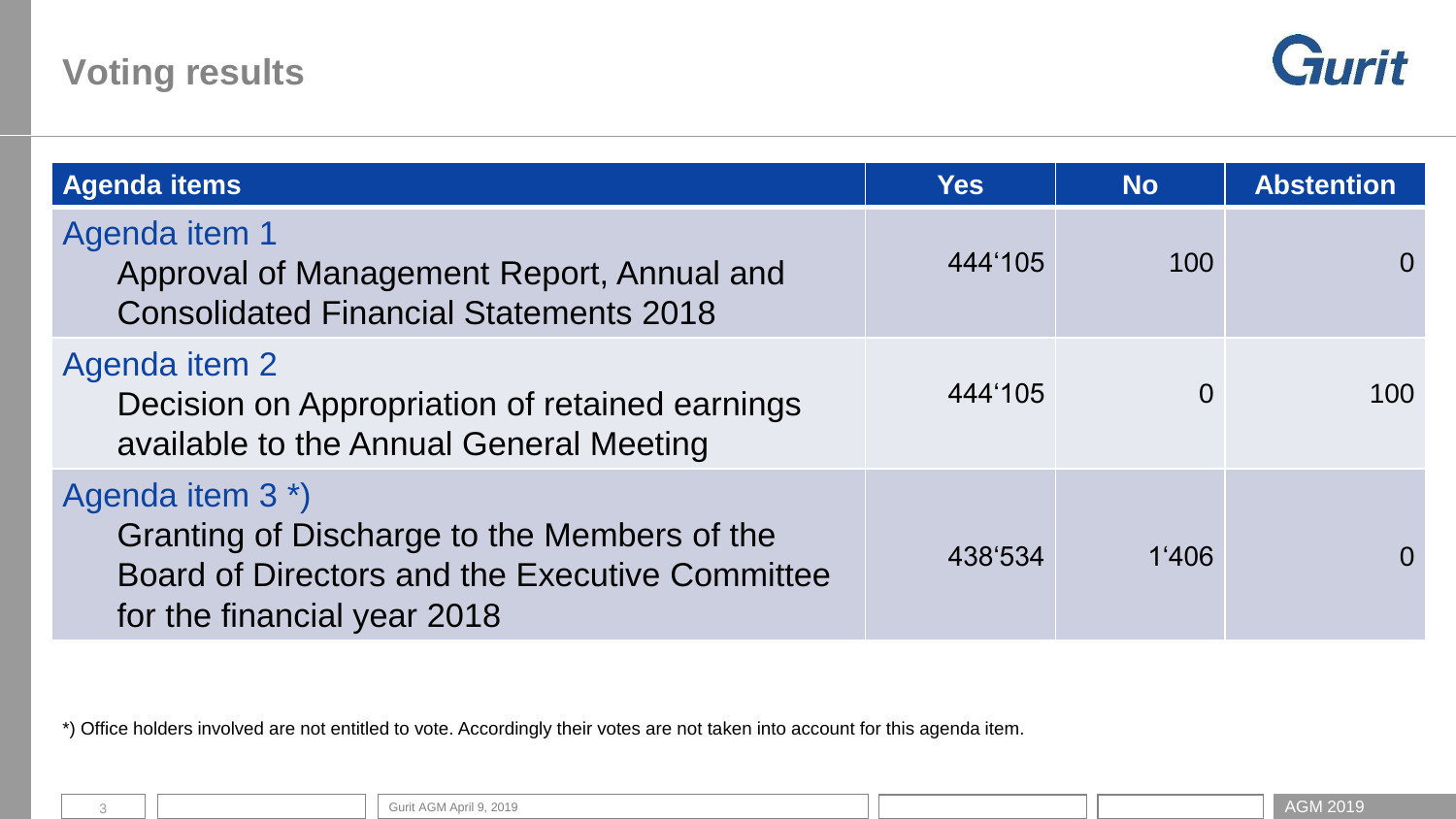# Voting results

| Agenda items | Yes | No | Abstention |
|---|---|---|---|
| Agenda item 1<br>Approval of Management Report, Annual and Consolidated Financial Statements 2018 | 444‘105 | 100 | 0 |
| Agenda item 2<br>Decision on Appropriation of retained earnings available to the Annual General Meeting | 444‘105 | 0 | 100 |
| Agenda item 3 *)<br>Granting of Discharge to the Members of the Board of Directors and the Executive Committee for the financial year 2018 | 438‘534 | 1‘406 | 0 |

*) Office holders involved are not entitled to vote. Accordingly their votes are not taken into account for this agenda item.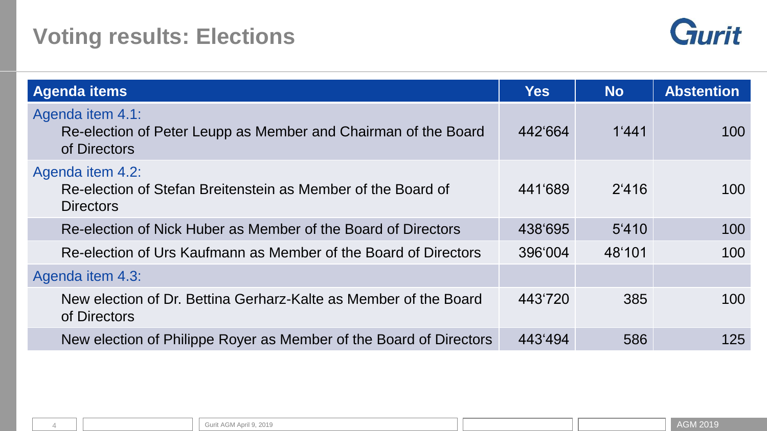# Voting results: Elections

| Agenda items | Yes | No | Abstention |
|---|---|---|---|
| Agenda item 4.1: Re-election of Peter Leupp as Member and Chairman of the Board of Directors | 442‘664 | 1‘441 | 100 |
| Agenda item 4.2: Re-election of Stefan Breitenstein as Member of the Board of Directors | 441‘689 | 2‘416 | 100 |
| Re-election of Nick Huber as Member of the Board of Directors | 438‘695 | 5‘410 | 100 |
| Re-election of Urs Kaufmann as Member of the Board of Directors | 396‘004 | 48‘101 | 100 |
| Agenda item 4.3: | | | |
| New election of Dr. Bettina Gerharz-Kalte as Member of the Board of Directors | 443‘720 | 385 | 100 |
| New election of Philippe Royer as Member of the Board of Directors | 443‘494 | 586 | 125 |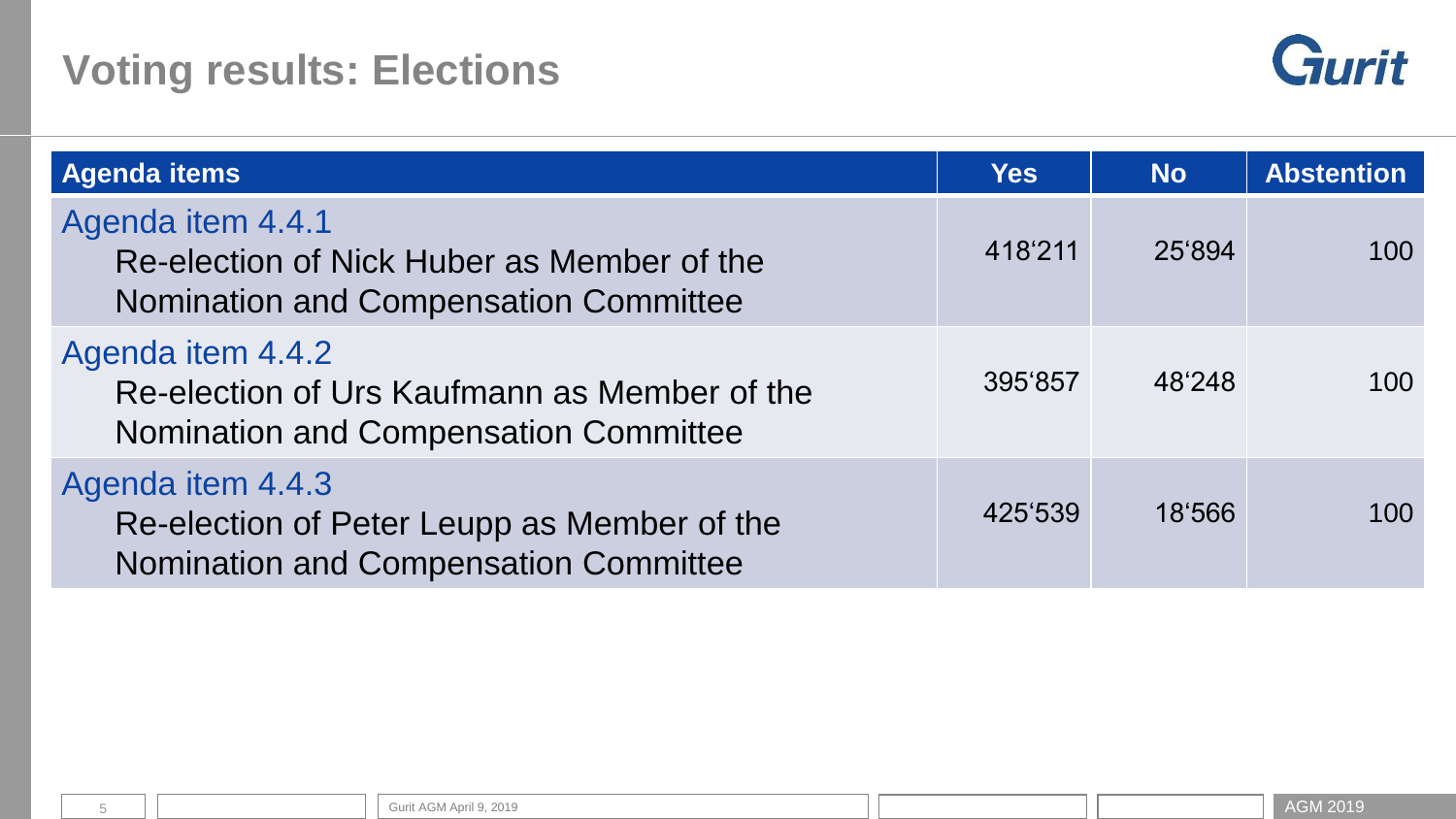# Voting results: Elections

| Agenda items | Yes | No | Abstention |
|---|---|---|---|
| Agenda item 4.4.1<br>Re-election of Nick Huber as Member of the Nomination and Compensation Committee | 418'211 | 25'894 | 100 |
| Agenda item 4.4.2<br>Re-election of Urs Kaufmann as Member of the Nomination and Compensation Committee | 395'857 | 48'248 | 100 |
| Agenda item 4.4.3<br>Re-election of Peter Leupp as Member of the Nomination and Compensation Committee | 425'539 | 18'566 | 100 |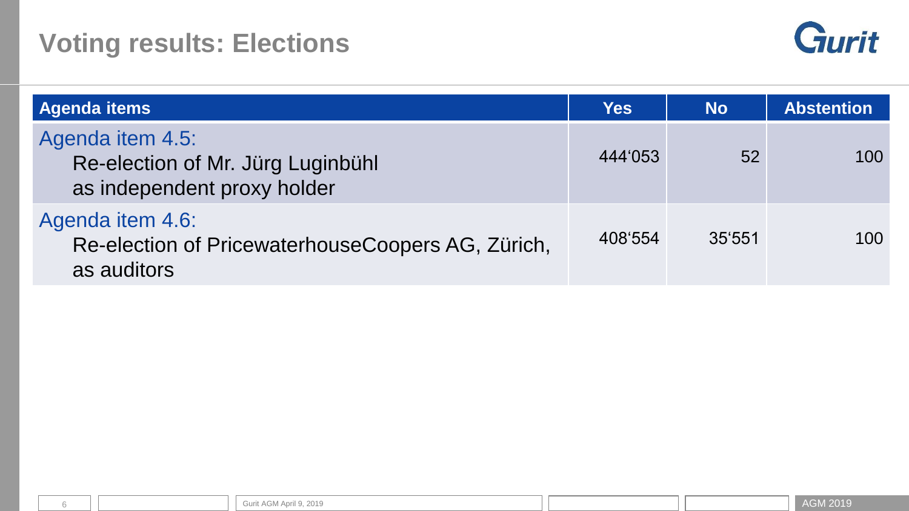# Voting results: Elections

| Agenda items | Yes | No | Abstention |
| --- | --- | --- | --- |
| Agenda item 4.5: Re-election of Mr. Jürg Luginbühl as independent proxy holder | 444‘053 | 52 | 100 |
| Agenda item 4.6: Re-election of PricewaterhouseCoopers AG, Zürich, as auditors | 408‘554 | 35‘551 | 100 |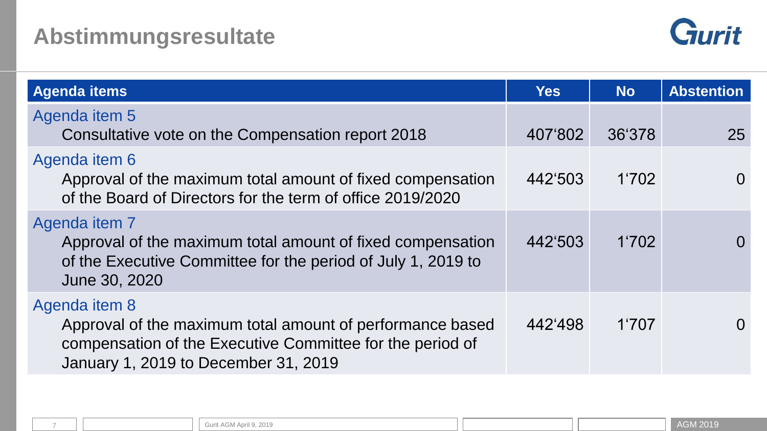# Abstimmungsresultate

| Agenda items | Yes | No | Abstention |
|---|---|---|---|
| Agenda item 5<br>Consultative vote on the Compensation report 2018 | 407‘802 | 36‘378 | 25 |
| Agenda item 6<br>Approval of the maximum total amount of fixed compensation of the Board of Directors for the term of office 2019/2020 | 442‘503 | 1‘702 | 0 |
| Agenda item 7<br>Approval of the maximum total amount of fixed compensation of the Executive Committee for the period of July 1, 2019 to June 30, 2020 | 442‘503 | 1‘702 | 0 |
| Agenda item 8<br>Approval of the maximum total amount of performance based compensation of the Executive Committee for the period of January 1, 2019 to December 31, 2019 | 442‘498 | 1‘707 | 0 |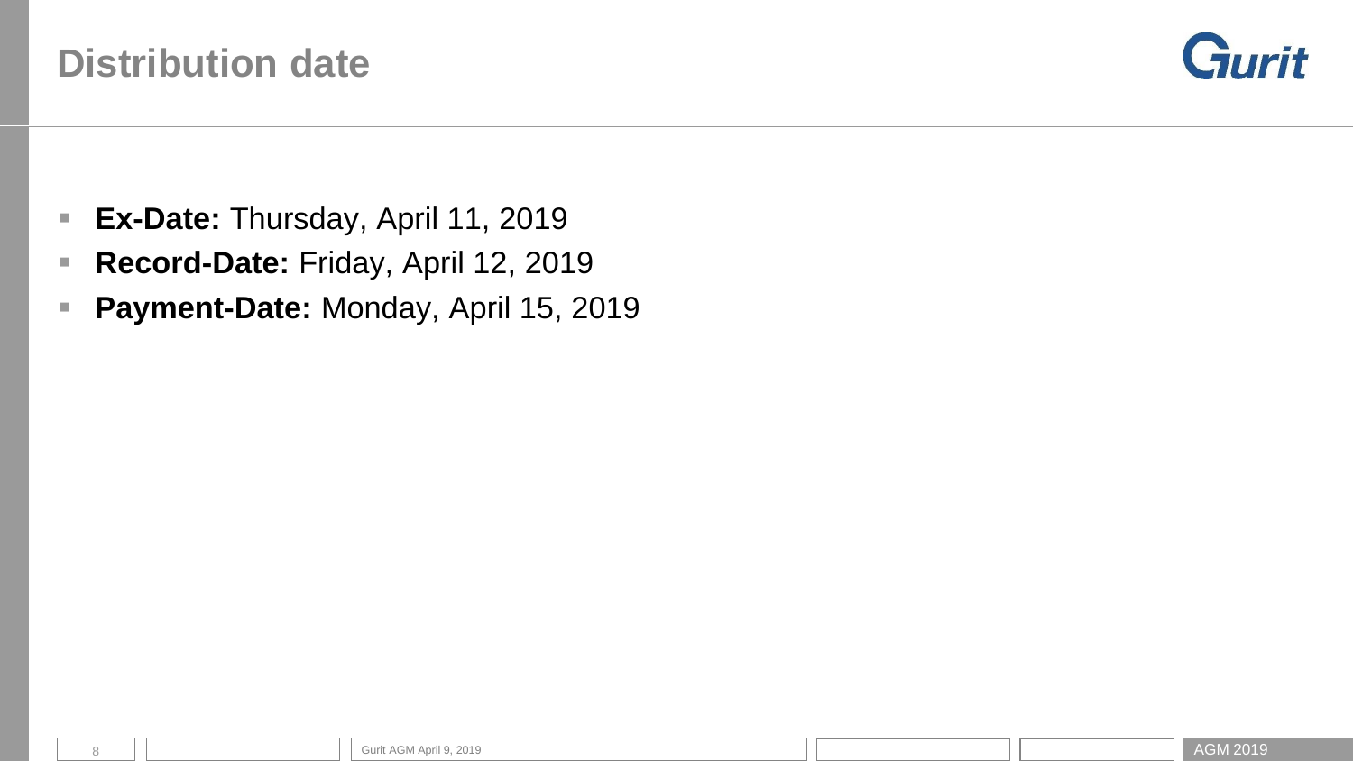# Distribution date

- **Ex-Date:** Thursday, April 11, 2019
- **Record-Date:** Friday, April 12, 2019
- **Payment-Date:** Monday, April 15, 2019